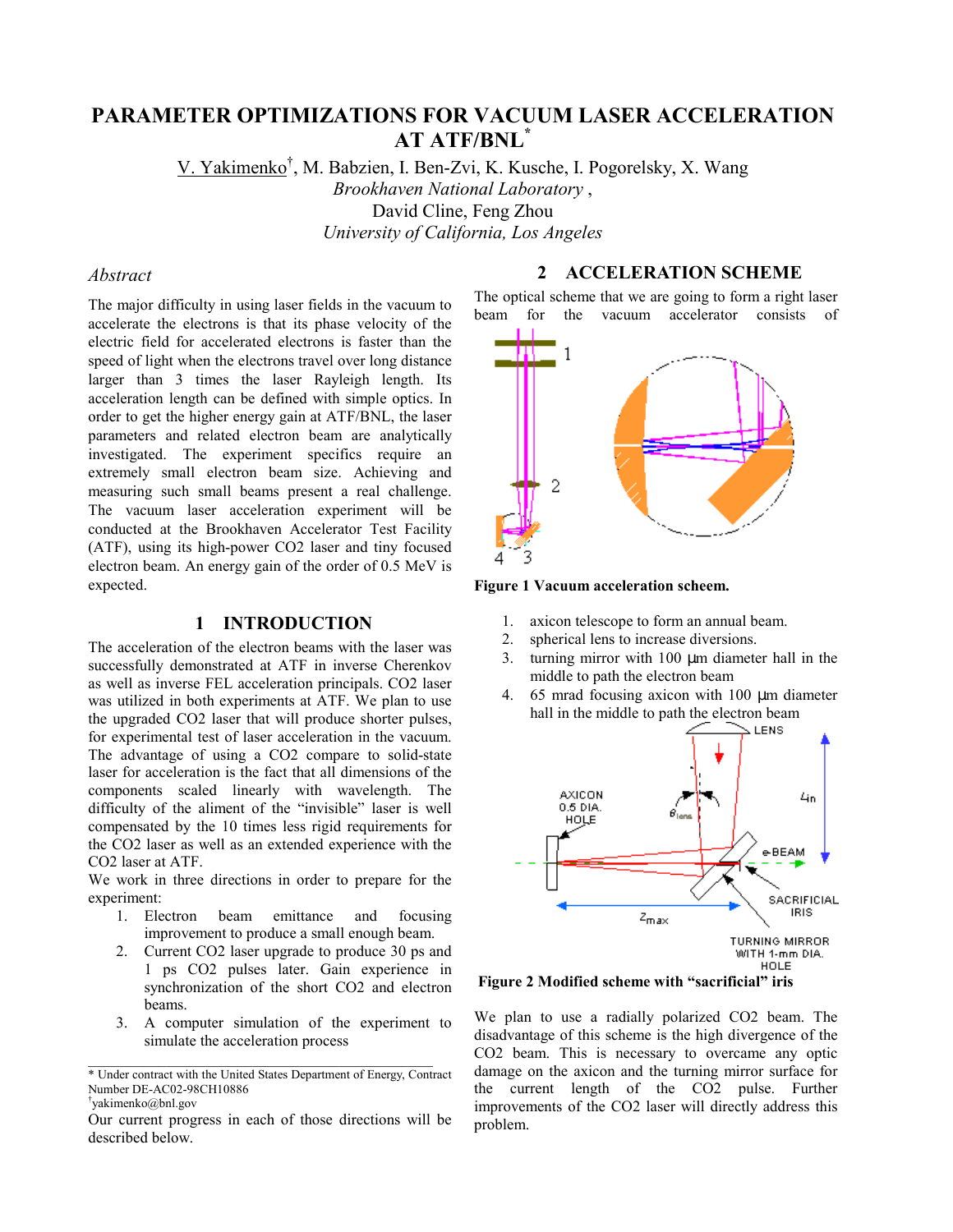# PARAMETER OPTIMIZATIONS FOR VACUUM LASER ACCELERATION AT ATF/BNL*

V. Yakimenko[†], M. Babzien, I. Ben-Zvi, K. Kusche, I. Pogorelsky, X. Wang
*Brookhaven National Laboratory* ,
David Cline, Feng Zhou
*University of California, Los Angeles*

## *Abstract*

The major difficulty in using laser fields in the vacuum to accelerate the electrons is that its phase velocity of the electric field for accelerated electrons is faster than the speed of light when the electrons travel over long distance larger than 3 times the laser Rayleigh length. Its acceleration length can be defined with simple optics. In order to get the higher energy gain at ATF/BNL, the laser parameters and related electron beam are analytically investigated. The experiment specifics require an extremely small electron beam size. Achieving and measuring such small beams present a real challenge. The vacuum laser acceleration experiment will be conducted at the Brookhaven Accelerator Test Facility (ATF), using its high-power CO2 laser and tiny focused electron beam. An energy gain of the order of 0.5 MeV is expected.

## 1 INTRODUCTION

The acceleration of the electron beams with the laser was successfully demonstrated at ATF in inverse Cherenkov as well as inverse FEL acceleration principals. CO2 laser was utilized in both experiments at ATF. We plan to use the upgraded CO2 laser that will produce shorter pulses, for experimental test of laser acceleration in the vacuum. The advantage of using a CO2 compare to solid-state laser for acceleration is the fact that all dimensions of the components scaled linearly with wavelength. The difficulty of the aliment of the "invisible" laser is well compensated by the 10 times less rigid requirements for the CO2 laser as well as an extended experience with the CO2 laser at ATF.

We work in three directions in order to prepare for the experiment:

1. Electron beam emittance and focusing improvement to produce a small enough beam.
2. Current CO2 laser upgrade to produce 30 ps and 1 ps CO2 pulses later. Gain experience in synchronization of the short CO2 and electron beams.
3. A computer simulation of the experiment to simulate the acceleration process

Our current progress in each of those directions will be described below.

## 2 ACCELERATION SCHEME

The optical scheme that we are going to form a right laser beam for the vacuum accelerator consists of

**Figure 1 Vacuum acceleration scheem.**

1. axicon telescope to form an annual beam.
2. spherical lens to increase diversions.
3. turning mirror with 100 μm diameter hall in the middle to path the electron beam
4. 65 mrad focusing axicon with 100 μm diameter hall in the middle to path the electron beam

**Figure 2 Modified scheme with "sacrificial" iris**

We plan to use a radially polarized CO2 beam. The disadvantage of this scheme is the high divergence of the CO2 beam. This is necessary to overcame any optic damage on the axicon and the turning mirror surface for the current length of the CO2 pulse. Further improvements of the CO2 laser will directly address this problem.

---

\* Under contract with the United States Department of Energy, Contract Number DE-AC02-98CH10886

[†]yakimenko@bnl.gov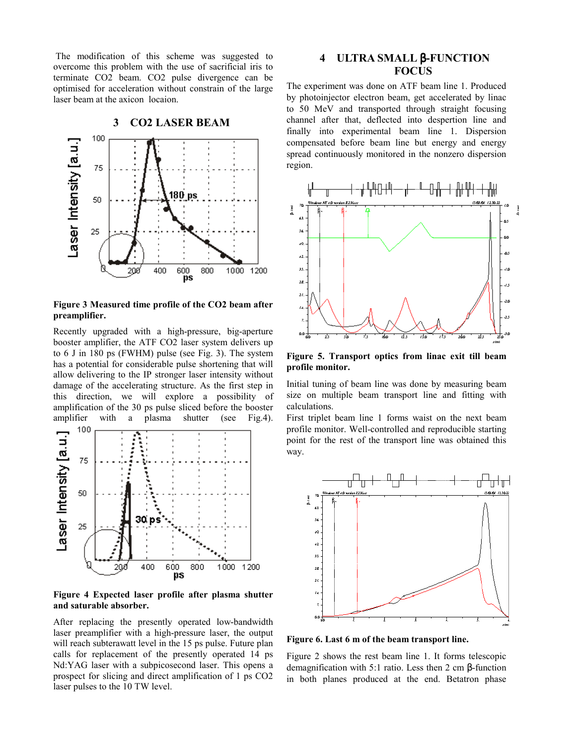The modification of this scheme was suggested to overcome this problem with the use of sacrificial iris to terminate CO2 beam. CO2 pulse divergence can be optimised for acceleration without constrain of the large laser beam at the axicon locaion.

## 3 CO2 LASER BEAM

**Figure 3 Measured time profile of the CO2 beam after preamplifier.**

Recently upgraded with a high-pressure, big-aperture booster amplifier, the ATF CO2 laser system delivers up to 6 J in 180 ps (FWHM) pulse (see Fig. 3). The system has a potential for considerable pulse shortening that will allow delivering to the IP stronger laser intensity without damage of the accelerating structure. As the first step in this direction, we will explore a possibility of amplification of the 30 ps pulse sliced before the booster amplifier with a plasma shutter (see Fig.4).

**Figure 4 Expected laser profile after plasma shutter and saturable absorber.**

After replacing the presently operated low-bandwidth laser preamplifier with a high-pressure laser, the output will reach subterawatt level in the 15 ps pulse. Future plan calls for replacement of the presently operated 14 ps Nd:YAG laser with a subpicosecond laser. This opens a prospect for slicing and direct amplification of 1 ps CO2 laser pulses to the 10 TW level.

## 4 ULTRA SMALL β-FUNCTION FOCUS

The experiment was done on ATF beam line 1. Produced by photoinjector electron beam, get accelerated by linac to 50 MeV and transported through straight focusing channel after that, deflected into despertion line and finally into experimental beam line 1. Dispersion compensated before beam line but energy and energy spread continuously monitored in the nonzero dispersion region.

**Figure 5. Transport optics from linac exit till beam profile monitor.**

Initial tuning of beam line was done by measuring beam size on multiple beam transport line and fitting with calculations.

First triplet beam line 1 forms waist on the next beam profile monitor. Well-controlled and reproducible starting point for the rest of the transport line was obtained this way.

**Figure 6. Last 6 m of the beam transport line.**

Figure 2 shows the rest beam line 1. It forms telescopic demagnification with 5:1 ratio. Less then 2 cm β-function in both planes produced at the end. Betatron phase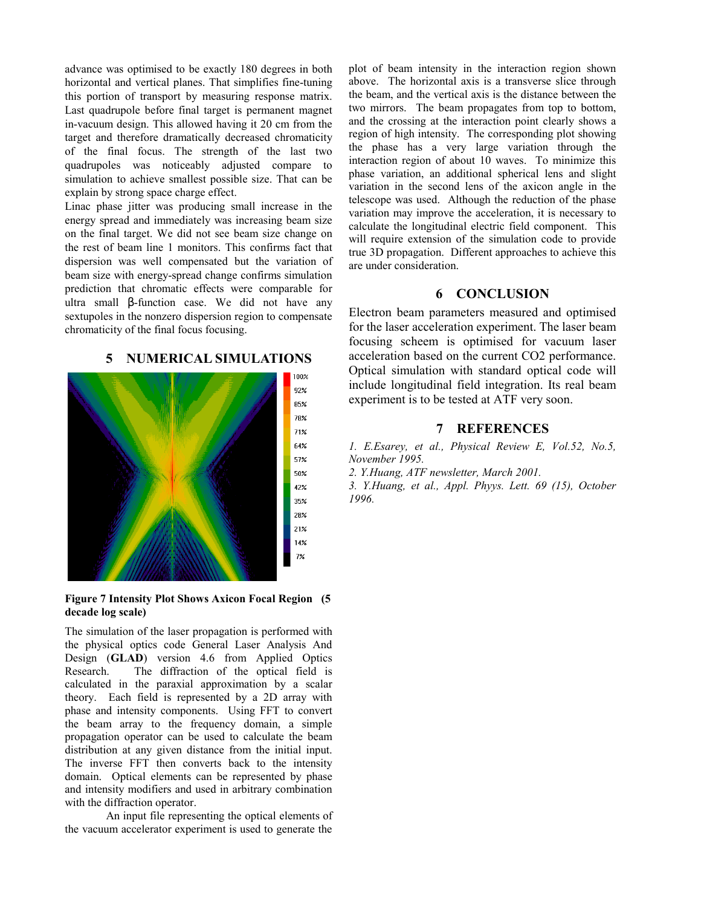advance was optimised to be exactly 180 degrees in both horizontal and vertical planes. That simplifies fine-tuning this portion of transport by measuring response matrix. Last quadrupole before final target is permanent magnet in-vacuum design. This allowed having it 20 cm from the target and therefore dramatically decreased chromaticity of the final focus. The strength of the last two quadrupoles was noticeably adjusted compare to simulation to achieve smallest possible size. That can be explain by strong space charge effect.

Linac phase jitter was producing small increase in the energy spread and immediately was increasing beam size on the final target. We did not see beam size change on the rest of beam line 1 monitors. This confirms fact that dispersion was well compensated but the variation of beam size with energy-spread change confirms simulation prediction that chromatic effects were comparable for ultra small β-function case. We did not have any sextupoles in the nonzero dispersion region to compensate chromaticity of the final focus focusing.

## 5 NUMERICAL SIMULATIONS

100%
92%
85%
78%
71%
64%
57%
50%
42%
35%
28%
21%
14%
7%

**Figure 7 Intensity Plot Shows Axicon Focal Region (5 decade log scale)**

The simulation of the laser propagation is performed with the physical optics code General Laser Analysis And Design (**GLAD**) version 4.6 from Applied Optics Research. The diffraction of the optical field is calculated in the paraxial approximation by a scalar theory. Each field is represented by a 2D array with phase and intensity components. Using FFT to convert the beam array to the frequency domain, a simple propagation operator can be used to calculate the beam distribution at any given distance from the initial input. The inverse FFT then converts back to the intensity domain. Optical elements can be represented by phase and intensity modifiers and used in arbitrary combination with the diffraction operator.

An input file representing the optical elements of the vacuum accelerator experiment is used to generate the plot of beam intensity in the interaction region shown above. The horizontal axis is a transverse slice through the beam, and the vertical axis is the distance between the two mirrors. The beam propagates from top to bottom, and the crossing at the interaction point clearly shows a region of high intensity. The corresponding plot showing the phase has a very large variation through the interaction region of about 10 waves. To minimize this phase variation, an additional spherical lens and slight variation in the second lens of the axicon angle in the telescope was used. Although the reduction of the phase variation may improve the acceleration, it is necessary to calculate the longitudinal electric field component. This will require extension of the simulation code to provide true 3D propagation. Different approaches to achieve this are under consideration.

## 6 CONCLUSION

Electron beam parameters measured and optimised for the laser acceleration experiment. The laser beam focusing scheem is optimised for vacuum laser acceleration based on the current CO2 performance. Optical simulation with standard optical code will include longitudinal field integration. Its real beam experiment is to be tested at ATF very soon.

## 7 REFERENCES

*1. E.Esarey, et al., Physical Review E, Vol.52, No.5, November 1995.*

*2. Y.Huang, ATF newsletter, March 2001.*

*3. Y.Huang, et al., Appl. Phyys. Lett. 69 (15), October 1996.*